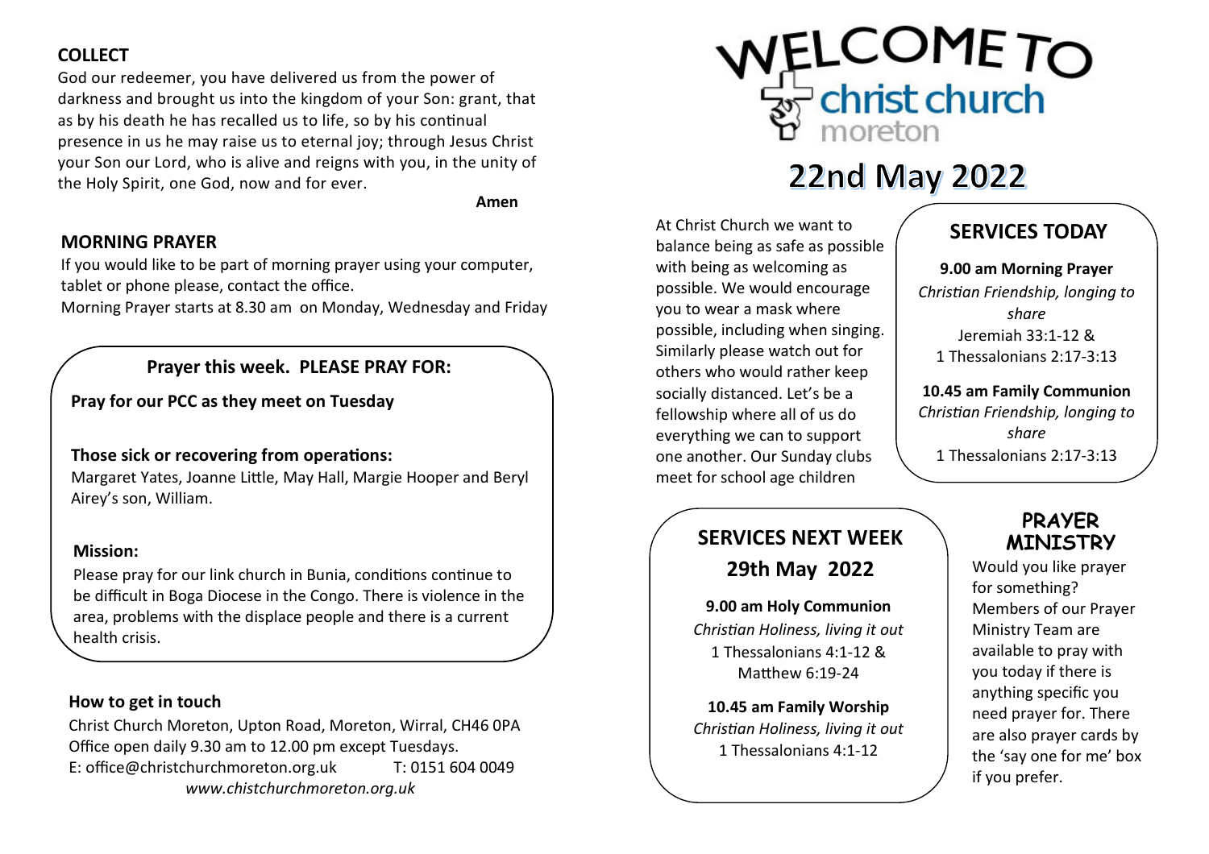## COLLECT

God our redeemer, you have delivered us from the power of darkness and brought us into the kingdom of your Son: grant, that as by his death he has recalled us to life, so by his continual presence in us he may raise us to eternal joy; through Jesus Christ your Son our Lord, who is alive and reigns with you, in the unity of the Holy Spirit, one God, now and for ever.

**Amen**

## MORNING PRAYER

If you would like to be part of morning prayer using your computer, tablet or phone please, contact the office.
Morning Prayer starts at 8.30 am on Monday, Wednesday and Friday

### Prayer this week. PLEASE PRAY FOR:

**Pray for our PCC as they meet on Tuesday**

**Those sick or recovering from operations:**
Margaret Yates, Joanne Little, May Hall, Margie Hooper and Beryl Airey's son, William.

**Mission:**
Please pray for our link church in Bunia, conditions continue to be difficult in Boga Diocese in the Congo. There is violence in the area, problems with the displace people and there is a current health crisis.

### How to get in touch

Christ Church Moreton, Upton Road, Moreton, Wirral, CH46 0PA
Office open daily 9.30 am to 12.00 pm except Tuesdays.
E: office@christchurchmoreton.org.uk T: 0151 604 0049
*www.chistchurchmoreton.org.uk*

# WELCOME TO christ church moreton

# 22nd May 2022

At Christ Church we want to balance being as safe as possible with being as welcoming as possible. We would encourage you to wear a mask where possible, including when singing. Similarly please watch out for others who would rather keep socially distanced. Let's be a fellowship where all of us do everything we can to support one another. Our Sunday clubs meet for school age children

## SERVICES TODAY

**9.00 am Morning Prayer**
*Christian Friendship, longing to share*
Jeremiah 33:1-12 &
1 Thessalonians 2:17-3:13

**10.45 am Family Communion**
*Christian Friendship, longing to share*
1 Thessalonians 2:17-3:13

## SERVICES NEXT WEEK
## 29th May 2022

**9.00 am Holy Communion**
*Christian Holiness, living it out*
1 Thessalonians 4:1-12 &
Matthew 6:19-24

**10.45 am Family Worship**
*Christian Holiness, living it out*
1 Thessalonians 4:1-12

## PRAYER MINISTRY

Would you like prayer for something? Members of our Prayer Ministry Team are available to pray with you today if there is anything specific you need prayer for. There are also prayer cards by the 'say one for me' box if you prefer.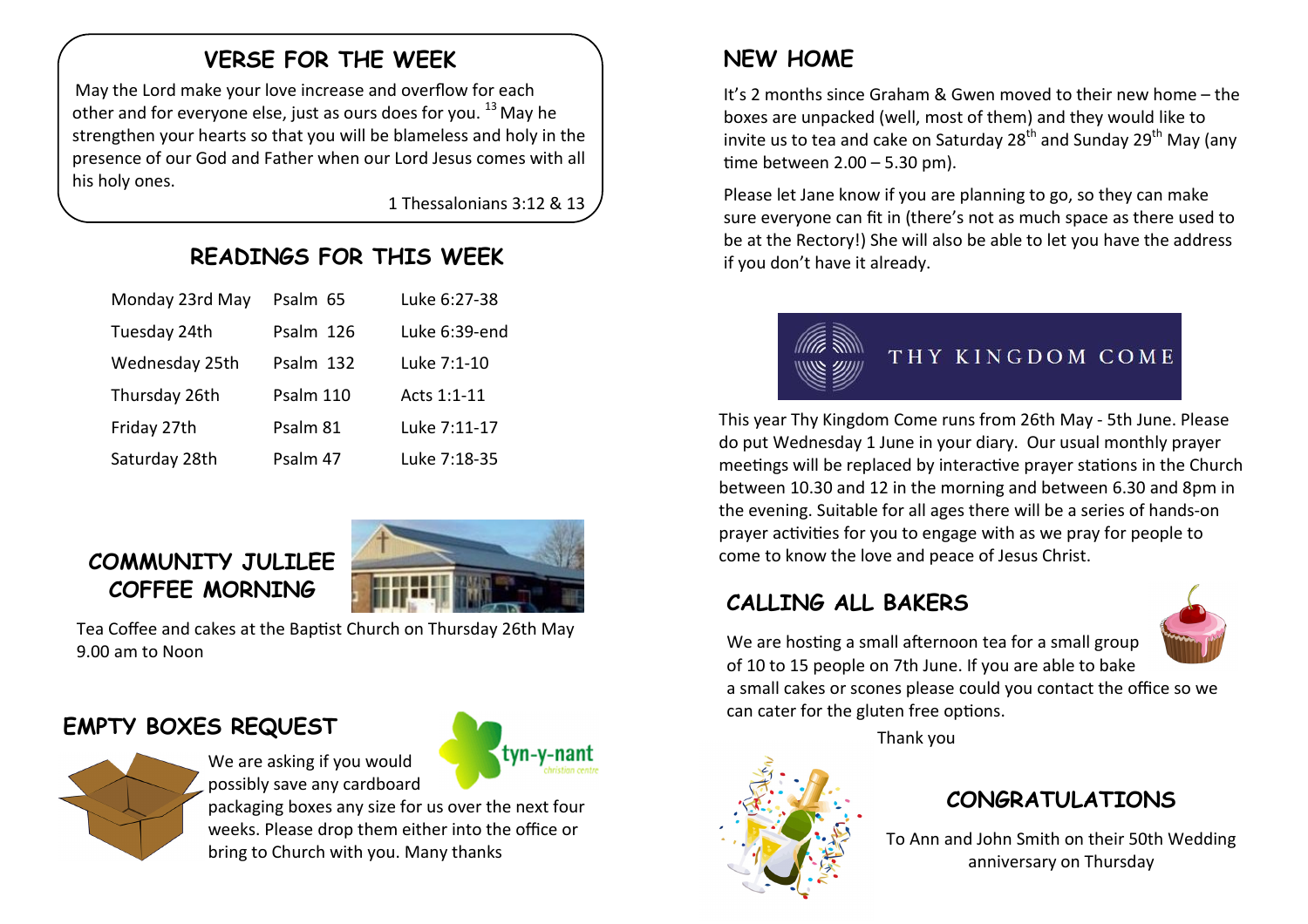## VERSE FOR THE WEEK

May the Lord make your love increase and overflow for each other and for everyone else, just as ours does for you. [13] May he strengthen your hearts so that you will be blameless and holy in the presence of our God and Father when our Lord Jesus comes with all his holy ones.

1 Thessalonians 3:12 & 13

## READINGS FOR THIS WEEK

| | | |
|---|---|---|
| Monday 23rd May | Psalm 65 | Luke 6:27-38 |
| Tuesday 24th | Psalm 126 | Luke 6:39-end |
| Wednesday 25th | Psalm 132 | Luke 7:1-10 |
| Thursday 26th | Psalm 110 | Acts 1:1-11 |
| Friday 27th | Psalm 81 | Luke 7:11-17 |
| Saturday 28th | Psalm 47 | Luke 7:18-35 |

## COMMUNITY JULILEE COFFEE MORNING

Tea Coffee and cakes at the Baptist Church on Thursday 26th May 9.00 am to Noon

## EMPTY BOXES REQUEST

tyn-y-nant christian centre

We are asking if you would possibly save any cardboard packaging boxes any size for us over the next four weeks. Please drop them either into the office or bring to Church with you. Many thanks

## NEW HOME

It's 2 months since Graham & Gwen moved to their new home – the boxes are unpacked (well, most of them) and they would like to invite us to tea and cake on Saturday 28th and Sunday 29th May (any time between 2.00 – 5.30 pm).

Please let Jane know if you are planning to go, so they can make sure everyone can fit in (there's not as much space as there used to be at the Rectory!) She will also be able to let you have the address if you don't have it already.

THY KINGDOM COME

This year Thy Kingdom Come runs from 26th May - 5th June. Please do put Wednesday 1 June in your diary. Our usual monthly prayer meetings will be replaced by interactive prayer stations in the Church between 10.30 and 12 in the morning and between 6.30 and 8pm in the evening. Suitable for all ages there will be a series of hands-on prayer activities for you to engage with as we pray for people to come to know the love and peace of Jesus Christ.

## CALLING ALL BAKERS

We are hosting a small afternoon tea for a small group of 10 to 15 people on 7th June. If you are able to bake a small cakes or scones please could you contact the office so we can cater for the gluten free options.

Thank you

## CONGRATULATIONS

To Ann and John Smith on their 50th Wedding anniversary on Thursday